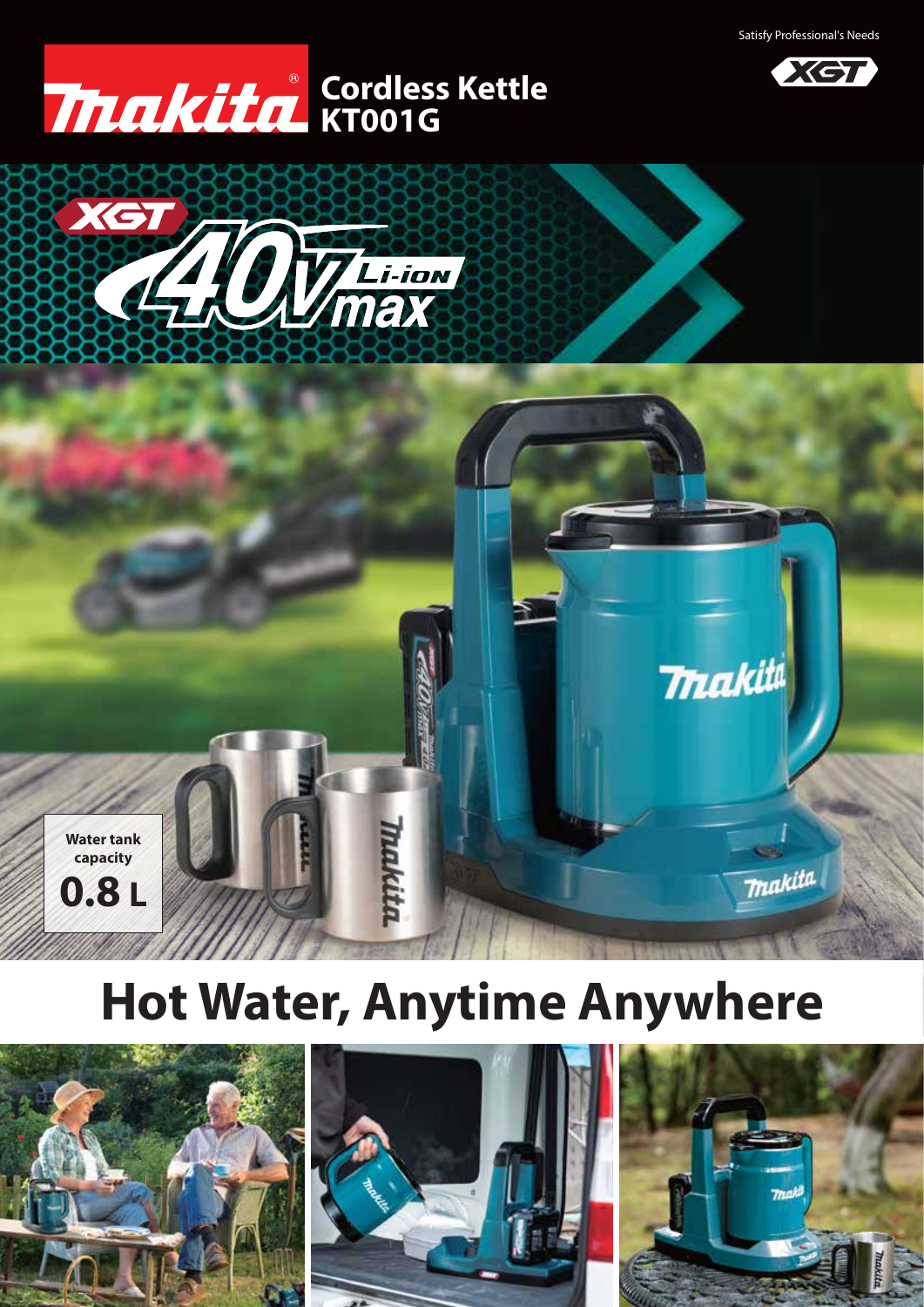Satisfy Professional's Needs

# Makita Cordless Kettle KT001G

XGT 40Vmax Li-ion

**Water tank capacity**

**0.8 L**

# Hot Water, Anytime Anywhere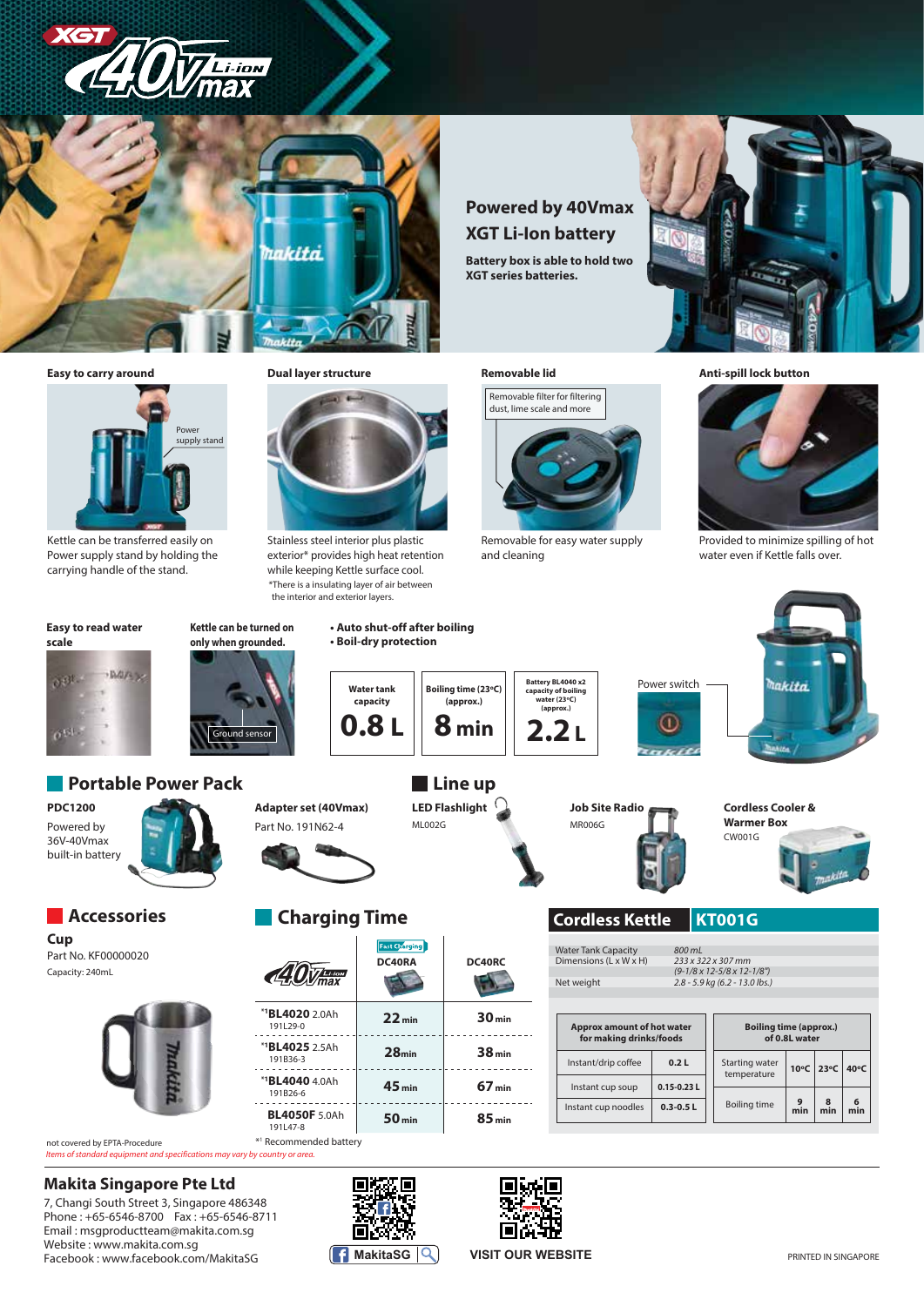XGT 40Vmax Li-ion

## Powered by 40Vmax XGT Li-Ion battery

**Battery box is able to hold two XGT series batteries.**

### Easy to carry around

Power supply stand

Kettle can be transferred easily on Power supply stand by holding the carrying handle of the stand.

### Dual layer structure

Stainless steel interior plus plastic exterior* provides high heat retention while keeping Kettle surface cool.
*There is a insulating layer of air between the interior and exterior layers.

### Removable lid

Removable filter for filtering dust, lime scale and more

Removable for easy water supply and cleaning

### Anti-spill lock button

Provided to minimize spilling of hot water even if Kettle falls over.

### Easy to read water scale

### Kettle can be turned on only when grounded.

Ground sensor

- **Auto shut-off after boiling**
- **Boil-dry protection**

| Water tank capacity | Boiling time (23°C) (approx.) | Battery BL4040 x2 capacity of boiling water (23°C) (approx.) |
|---|---|---|
| 0.8 L | 8 min | 2.2 L |

Power switch

## Portable Power Pack

**PDC1200**
Powered by 36V-40Vmax built-in battery

**Adapter set (40Vmax)**
Part No. 191N62-4

## Line up

**LED Flashlight**
ML002G

**Job Site Radio**
MR006G

**Cordless Cooler & Warmer Box**
CW001G

## Accessories

**Cup**
Part No. KF00000020
Capacity: 240mL

## Charging Time

| 40Vmax | DC40RA (Fast Charging) | DC40RC |
|---|---|---|
| *1 **BL4020** 2.0Ah 191L29-0 | 22 min | 30 min |
| *1 **BL4025** 2.5Ah 191B36-3 | 28 min | 38 min |
| *1 **BL4040** 4.0Ah 191B26-6 | 45 min | 67 min |
| **BL4050F** 5.0Ah 191L47-8 | 50 min | 85 min |

*1 Recommended battery

## Cordless Kettle KT001G

| | |
|---|---|
| Water Tank Capacity | 800 mL |
| Dimensions (L x W x H) | 233 x 322 x 307 mm (9-1/8 x 12-5/8 x 12-1/8") |
| Net weight | 2.8 - 5.9 kg (6.2 - 13.0 lbs.) |

| Approx amount of hot water for making drinks/foods | |
|---|---|
| Instant/drip coffee | 0.2 L |
| Instant cup soup | 0.15-0.23 L |
| Instant cup noodles | 0.3-0.5 L |

| Boiling time (approx.) of 0.8L water | | | |
|---|---|---|---|
| Starting water temperature | 10°C | 23°C | 40°C |
| Boiling time | 9 min | 8 min | 6 min |

not covered by EPTA-Procedure

*Items of standard equipment and specifications may vary by country or area.*

## Makita Singapore Pte Ltd

7, Changi South Street 3, Singapore 486348
Phone : +65-6546-8700 Fax : +65-6546-8711
Email : msgproductteam@makita.com.sg
Website : www.makita.com.sg
Facebook : www.facebook.com/MakitaSG

MakitaSG

VISIT OUR WEBSITE

PRINTED IN SINGAPORE